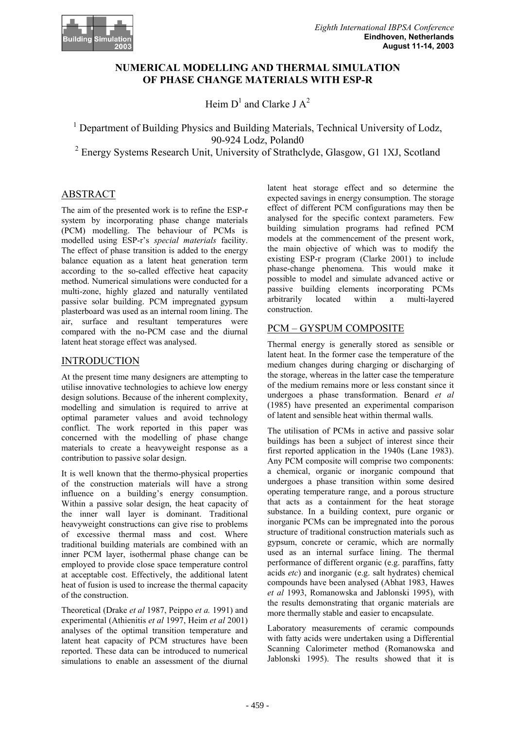# NUMERICAL MODELLING AND THERMAL SIMULATION OF PHASE CHANGE MATERIALS WITH ESP-R

Heim D[1] and Clarke J A[2]

[1] Department of Building Physics and Building Materials, Technical University of Lodz, 90-924 Lodz, Poland0
[2] Energy Systems Research Unit, University of Strathclyde, Glasgow, G1 1XJ, Scotland

## ABSTRACT

The aim of the presented work is to refine the ESP-r system by incorporating phase change materials (PCM) modelling. The behaviour of PCMs is modelled using ESP-r's *special materials* facility. The effect of phase transition is added to the energy balance equation as a latent heat generation term according to the so-called effective heat capacity method. Numerical simulations were conducted for a multi-zone, highly glazed and naturally ventilated passive solar building. PCM impregnated gypsum plasterboard was used as an internal room lining. The air, surface and resultant temperatures were compared with the no-PCM case and the diurnal latent heat storage effect was analysed.

## INTRODUCTION

At the present time many designers are attempting to utilise innovative technologies to achieve low energy design solutions. Because of the inherent complexity, modelling and simulation is required to arrive at optimal parameter values and avoid technology conflict. The work reported in this paper was concerned with the modelling of phase change materials to create a heavyweight response as a contribution to passive solar design.

It is well known that the thermo-physical properties of the construction materials will have a strong influence on a building's energy consumption. Within a passive solar design, the heat capacity of the inner wall layer is dominant. Traditional heavyweight constructions can give rise to problems of excessive thermal mass and cost. Where traditional building materials are combined with an inner PCM layer, isothermal phase change can be employed to provide close space temperature control at acceptable cost. Effectively, the additional latent heat of fusion is used to increase the thermal capacity of the construction.

Theoretical (Drake *et al* 1987, Peippo *et al.* 1991) and experimental (Athienitis *et al* 1997, Heim *et al* 2001) analyses of the optimal transition temperature and latent heat capacity of PCM structures have been reported. These data can be introduced to numerical simulations to enable an assessment of the diurnal latent heat storage effect and so determine the expected savings in energy consumption. The storage effect of different PCM configurations may then be analysed for the specific context parameters. Few building simulation programs had refined PCM models at the commencement of the present work, the main objective of which was to modify the existing ESP-r program (Clarke 2001) to include phase-change phenomena. This would make it possible to model and simulate advanced active or passive building elements incorporating PCMs arbitrarily located within a multi-layered construction.

## PCM – GYSPUM COMPOSITE

Thermal energy is generally stored as sensible or latent heat. In the former case the temperature of the medium changes during charging or discharging of the storage, whereas in the latter case the temperature of the medium remains more or less constant since it undergoes a phase transformation. Benard *et al* (1985) have presented an experimental comparison of latent and sensible heat within thermal walls.

The utilisation of PCMs in active and passive solar buildings has been a subject of interest since their first reported application in the 1940s (Lane 1983). Any PCM composite will comprise two components: a chemical, organic or inorganic compound that undergoes a phase transition within some desired operating temperature range, and a porous structure that acts as a containment for the heat storage substance. In a building context, pure organic or inorganic PCMs can be impregnated into the porous structure of traditional construction materials such as gypsum, concrete or ceramic, which are normally used as an internal surface lining. The thermal performance of different organic (e.g. paraffins, fatty acids *etc*) and inorganic (e.g. salt hydrates) chemical compounds have been analysed (Abhat 1983, Hawes *et al* 1993, Romanowska and Jablonski 1995), with the results demonstrating that organic materials are more thermally stable and easier to encapsulate.

Laboratory measurements of ceramic compounds with fatty acids were undertaken using a Differential Scanning Calorimeter method (Romanowska and Jablonski 1995). The results showed that it is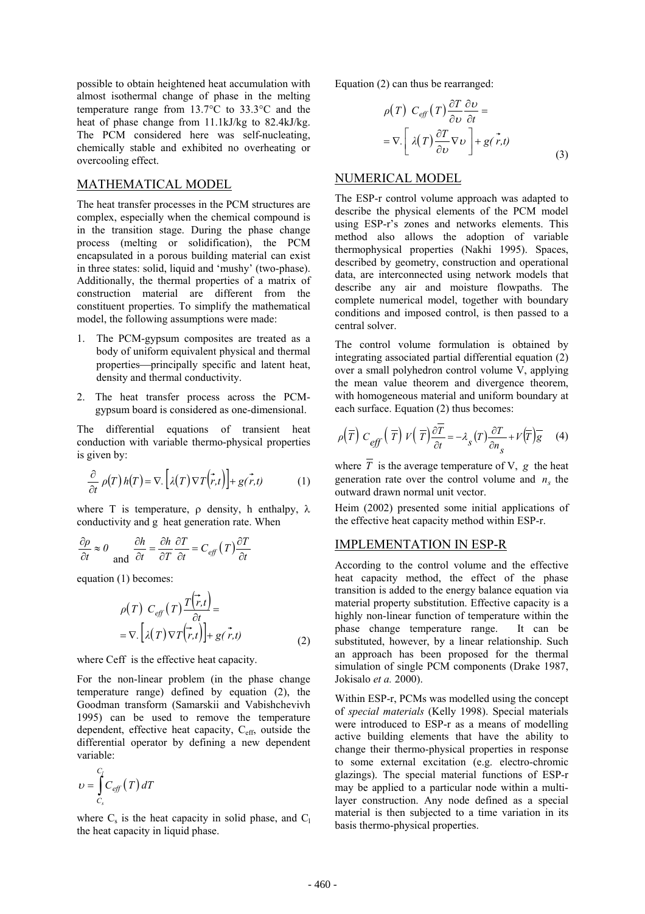possible to obtain heightened heat accumulation with almost isothermal change of phase in the melting temperature range from 13.7°C to 33.3°C and the heat of phase change from 11.1kJ/kg to 82.4kJ/kg. The PCM considered here was self-nucleating, chemically stable and exhibited no overheating or overcooling effect.

## MATHEMATICAL MODEL

The heat transfer processes in the PCM structures are complex, especially when the chemical compound is in the transition stage. During the phase change process (melting or solidification), the PCM encapsulated in a porous building material can exist in three states: solid, liquid and 'mushy' (two-phase). Additionally, the thermal properties of a matrix of construction material are different from the constituent properties. To simplify the mathematical model, the following assumptions were made:

1. The PCM-gypsum composites are treated as a body of uniform equivalent physical and thermal properties—principally specific and latent heat, density and thermal conductivity.
2. The heat transfer process across the PCM-gypsum board is considered as one-dimensional.

The differential equations of transient heat conduction with variable thermo-physical properties is given by:

$$\frac{\partial}{\partial t}\rho(T)\,h(T) = \nabla.\left[\lambda(T)\nabla T(\vec{r},t)\right] + g(\vec{r},t) \qquad (1)$$

where T is temperature, ρ density, h enthalpy, λ conductivity and g heat generation rate. When

$$\frac{\partial \rho}{\partial t} \approx 0 \quad \text{and} \quad \frac{\partial h}{\partial t} = \frac{\partial h}{\partial T}\frac{\partial T}{\partial t} = C_{eff}(T)\frac{\partial T}{\partial t}$$

equation (1) becomes:

$$\rho(T)\;C_{eff}(T)\frac{T(\vec{r},t)}{\partial t} = \nabla.\left[\lambda(T)\nabla T(\vec{r},t)\right] + g(\vec{r},t) \qquad (2)$$

where Ceff is the effective heat capacity.

For the non-linear problem (in the phase change temperature range) defined by equation (2), the Goodman transform (Samarskii and Vabishchevivh 1995) can be used to remove the temperature dependent, effective heat capacity, $C_{eff}$, outside the differential operator by defining a new dependent variable:

$$\upsilon = \int_{C_s}^{C_l} C_{eff}(T)\,dT$$

where $C_s$ is the heat capacity in solid phase, and $C_l$ the heat capacity in liquid phase.

Equation (2) can thus be rearranged:

$$\rho(T)\;C_{eff}(T)\frac{\partial T}{\partial \upsilon}\frac{\partial \upsilon}{\partial t} = \nabla.\left[\lambda(T)\frac{\partial T}{\partial \upsilon}\nabla \upsilon\right] + g(\vec{r},t) \qquad (3)$$

## NUMERICAL MODEL

The ESP-r control volume approach was adapted to describe the physical elements of the PCM model using ESP-r's zones and networks elements. This method also allows the adoption of variable thermophysical properties (Nakhi 1995). Spaces, described by geometry, construction and operational data, are interconnected using network models that describe any air and moisture flowpaths. The complete numerical model, together with boundary conditions and imposed control, is then passed to a central solver.

The control volume formulation is obtained by integrating associated partial differential equation (2) over a small polyhedron control volume V, applying the mean value theorem and divergence theorem, with homogeneous material and uniform boundary at each surface. Equation (2) thus becomes:

$$\rho(\overline{T})\;C_{eff}(\overline{T})\;V(\overline{T})\frac{\partial \overline{T}}{\partial t} = -\lambda_s(T)\frac{\partial T}{\partial n_s} + V(\overline{T})\overline{g} \qquad (4)$$

where $\overline{T}$ is the average temperature of V, $g$ the heat generation rate over the control volume and $n_s$ the outward drawn normal unit vector.

Heim (2002) presented some initial applications of the effective heat capacity method within ESP-r.

## IMPLEMENTATION IN ESP-R

According to the control volume and the effective heat capacity method, the effect of the phase transition is added to the energy balance equation via material property substitution. Effective capacity is a highly non-linear function of temperature within the phase change temperature range. It can be substituted, however, by a linear relationship. Such an approach has been proposed for the thermal simulation of single PCM components (Drake 1987, Jokisalo *et al.* 2000).

Within ESP-r, PCMs was modelled using the concept of *special materials* (Kelly 1998). Special materials were introduced to ESP-r as a means of modelling active building elements that have the ability to change their thermo-physical properties in response to some external excitation (e.g. electro-chromic glazings). The special material functions of ESP-r may be applied to a particular node within a multi-layer construction. Any node defined as a special material is then subjected to a time variation in its basis thermo-physical properties.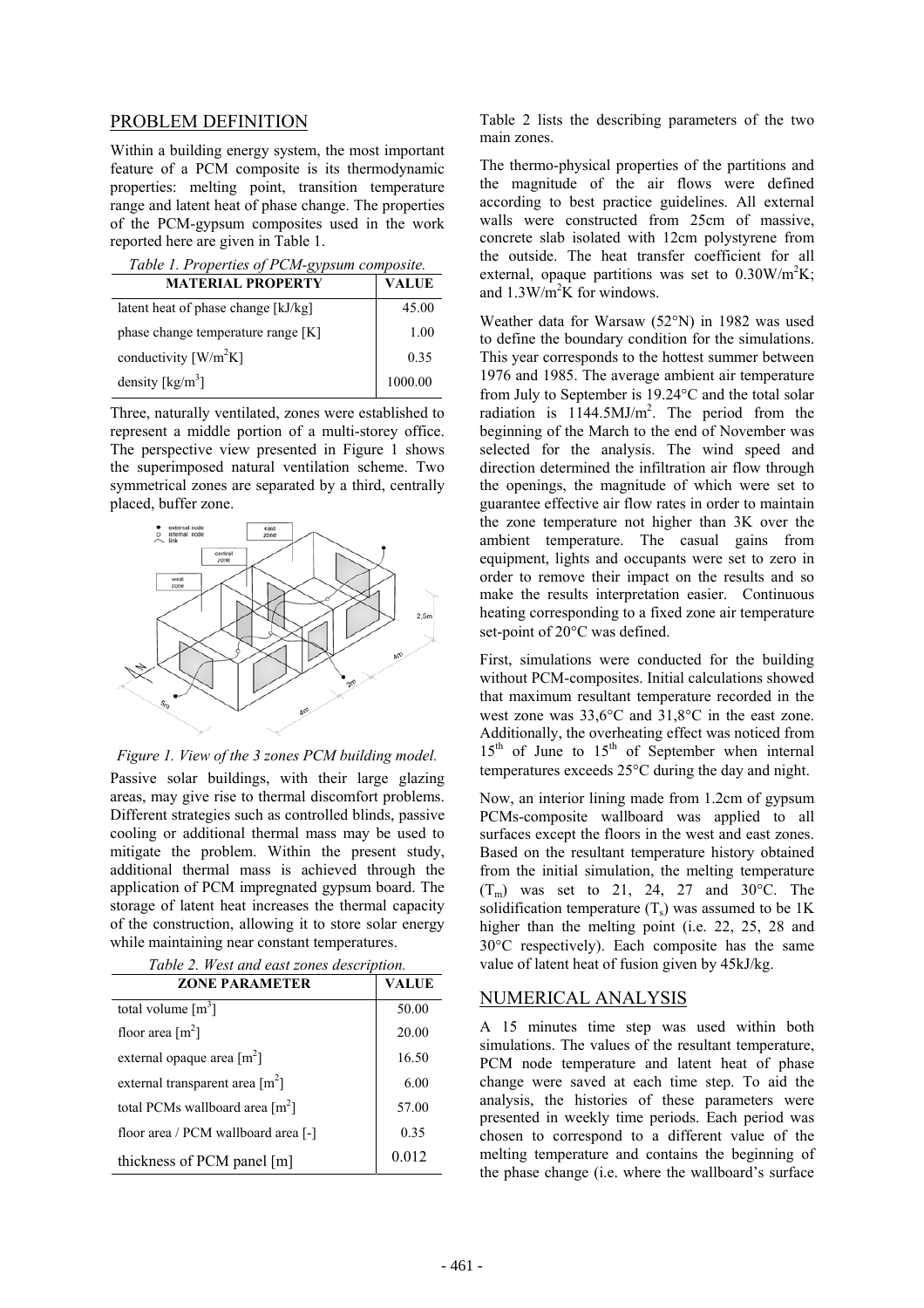## PROBLEM DEFINITION

Within a building energy system, the most important feature of a PCM composite is its thermodynamic properties: melting point, transition temperature range and latent heat of phase change. The properties of the PCM-gypsum composites used in the work reported here are given in Table 1.

*Table 1. Properties of PCM-gypsum composite.*

| MATERIAL PROPERTY | VALUE |
|---|---|
| latent heat of phase change [kJ/kg] | 45.00 |
| phase change temperature range [K] | 1.00 |
| conductivity [W/m$^2$K] | 0.35 |
| density [kg/m$^3$] | 1000.00 |

Three, naturally ventilated, zones were established to represent a middle portion of a multi-storey office. The perspective view presented in Figure 1 shows the superimposed natural ventilation scheme. Two symmetrical zones are separated by a third, centrally placed, buffer zone.

*Figure 1. View of the 3 zones PCM building model.*

Passive solar buildings, with their large glazing areas, may give rise to thermal discomfort problems. Different strategies such as controlled blinds, passive cooling or additional thermal mass may be used to mitigate the problem. Within the present study, additional thermal mass is achieved through the application of PCM impregnated gypsum board. The storage of latent heat increases the thermal capacity of the construction, allowing it to store solar energy while maintaining near constant temperatures.

*Table 2. West and east zones description.*

| ZONE PARAMETER | VALUE |
|---|---|
| total volume [m$^3$] | 50.00 |
| floor area [m$^2$] | 20.00 |
| external opaque area [m$^2$] | 16.50 |
| external transparent area [m$^2$] | 6.00 |
| total PCMs wallboard area [m$^2$] | 57.00 |
| floor area / PCM wallboard area [-] | 0.35 |
| thickness of PCM panel [m] | 0.012 |

Table 2 lists the describing parameters of the two main zones.

The thermo-physical properties of the partitions and the magnitude of the air flows were defined according to best practice guidelines. All external walls were constructed from 25cm of massive, concrete slab isolated with 12cm polystyrene from the outside. The heat transfer coefficient for all external, opaque partitions was set to 0.30W/m$^2$K; and 1.3W/m$^2$K for windows.

Weather data for Warsaw (52°N) in 1982 was used to define the boundary condition for the simulations. This year corresponds to the hottest summer between 1976 and 1985. The average ambient air temperature from July to September is 19.24°C and the total solar radiation is 1144.5MJ/m$^2$. The period from the beginning of the March to the end of November was selected for the analysis. The wind speed and direction determined the infiltration air flow through the openings, the magnitude of which were set to guarantee effective air flow rates in order to maintain the zone temperature not higher than 3K over the ambient temperature. The casual gains from equipment, lights and occupants were set to zero in order to remove their impact on the results and so make the results interpretation easier. Continuous heating corresponding to a fixed zone air temperature set-point of 20°C was defined.

First, simulations were conducted for the building without PCM-composites. Initial calculations showed that maximum resultant temperature recorded in the west zone was 33,6°C and 31,8°C in the east zone. Additionally, the overheating effect was noticed from 15$^{th}$ of June to 15$^{th}$ of September when internal temperatures exceeds 25°C during the day and night.

Now, an interior lining made from 1.2cm of gypsum PCMs-composite wallboard was applied to all surfaces except the floors in the west and east zones. Based on the resultant temperature history obtained from the initial simulation, the melting temperature ($T_m$) was set to 21, 24, 27 and 30°C. The solidification temperature ($T_s$) was assumed to be 1K higher than the melting point (i.e. 22, 25, 28 and 30°C respectively). Each composite has the same value of latent heat of fusion given by 45kJ/kg.

## NUMERICAL ANALYSIS

A 15 minutes time step was used within both simulations. The values of the resultant temperature, PCM node temperature and latent heat of phase change were saved at each time step. To aid the analysis, the histories of these parameters were presented in weekly time periods. Each period was chosen to correspond to a different value of the melting temperature and contains the beginning of the phase change (i.e. where the wallboard's surface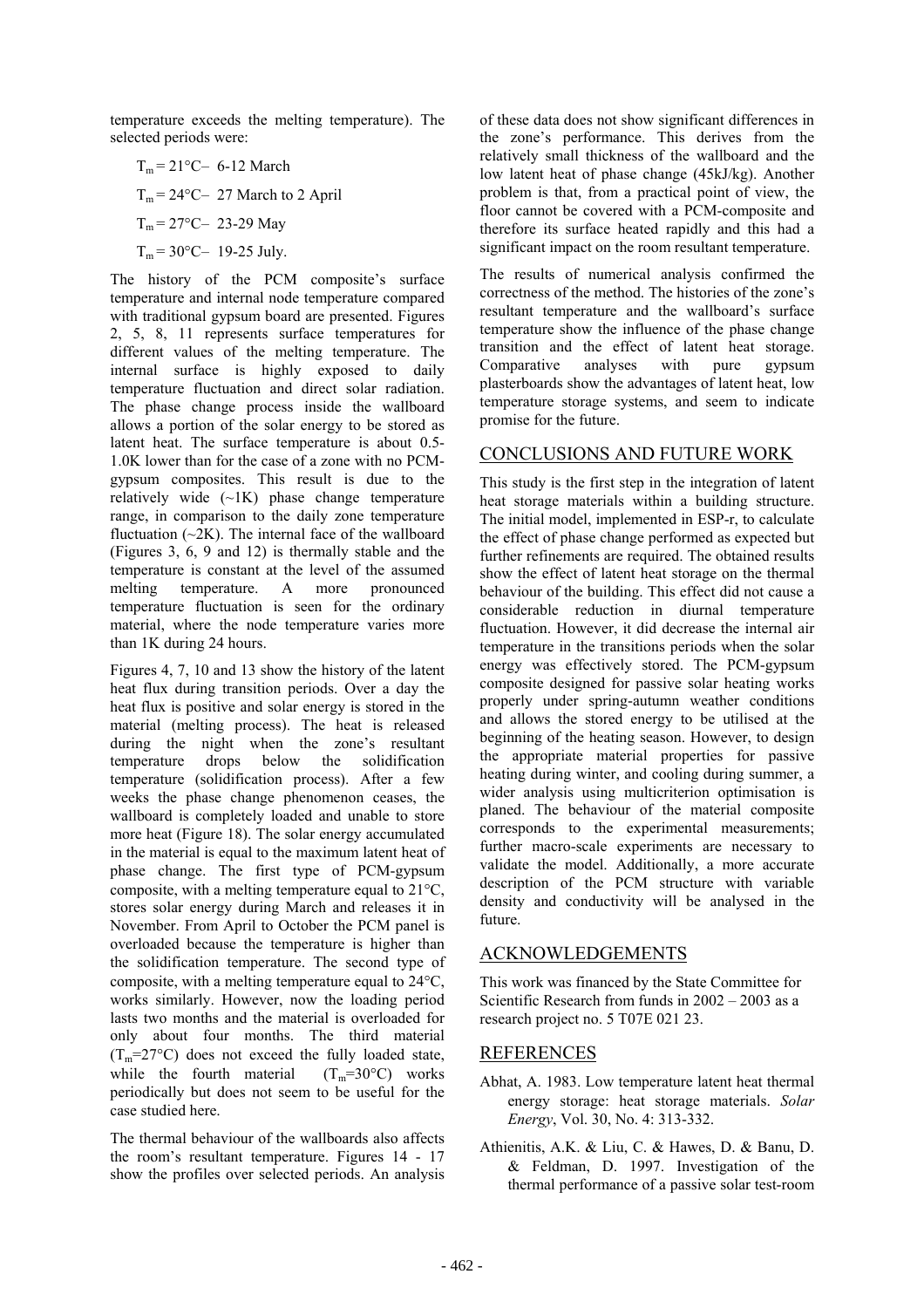temperature exceeds the melting temperature). The selected periods were:

$T_m = 21°C$– 6-12 March

$T_m = 24°C$– 27 March to 2 April

$T_m = 27°C$– 23-29 May

$T_m = 30°C$– 19-25 July.

The history of the PCM composite's surface temperature and internal node temperature compared with traditional gypsum board are presented. Figures 2, 5, 8, 11 represents surface temperatures for different values of the melting temperature. The internal surface is highly exposed to daily temperature fluctuation and direct solar radiation. The phase change process inside the wallboard allows a portion of the solar energy to be stored as latent heat. The surface temperature is about 0.5-1.0K lower than for the case of a zone with no PCM-gypsum composites. This result is due to the relatively wide (~1K) phase change temperature range, in comparison to the daily zone temperature fluctuation (~2K). The internal face of the wallboard (Figures 3, 6, 9 and 12) is thermally stable and the temperature is constant at the level of the assumed melting temperature. A more pronounced temperature fluctuation is seen for the ordinary material, where the node temperature varies more than 1K during 24 hours.

Figures 4, 7, 10 and 13 show the history of the latent heat flux during transition periods. Over a day the heat flux is positive and solar energy is stored in the material (melting process). The heat is released during the night when the zone's resultant temperature drops below the solidification temperature (solidification process). After a few weeks the phase change phenomenon ceases, the wallboard is completely loaded and unable to store more heat (Figure 18). The solar energy accumulated in the material is equal to the maximum latent heat of phase change. The first type of PCM-gypsum composite, with a melting temperature equal to 21°C, stores solar energy during March and releases it in November. From April to October the PCM panel is overloaded because the temperature is higher than the solidification temperature. The second type of composite, with a melting temperature equal to 24°C, works similarly. However, now the loading period lasts two months and the material is overloaded for only about four months. The third material ($T_m$=27°C) does not exceed the fully loaded state, while the fourth material ($T_m$=30°C) works periodically but does not seem to be useful for the case studied here.

The thermal behaviour of the wallboards also affects the room's resultant temperature. Figures 14 - 17 show the profiles over selected periods. An analysis of these data does not show significant differences in the zone's performance. This derives from the relatively small thickness of the wallboard and the low latent heat of phase change (45kJ/kg). Another problem is that, from a practical point of view, the floor cannot be covered with a PCM-composite and therefore its surface heated rapidly and this had a significant impact on the room resultant temperature.

The results of numerical analysis confirmed the correctness of the method. The histories of the zone's resultant temperature and the wallboard's surface temperature show the influence of the phase change transition and the effect of latent heat storage. Comparative analyses with pure gypsum plasterboards show the advantages of latent heat, low temperature storage systems, and seem to indicate promise for the future.

## CONCLUSIONS AND FUTURE WORK

This study is the first step in the integration of latent heat storage materials within a building structure. The initial model, implemented in ESP-r, to calculate the effect of phase change performed as expected but further refinements are required. The obtained results show the effect of latent heat storage on the thermal behaviour of the building. This effect did not cause a considerable reduction in diurnal temperature fluctuation. However, it did decrease the internal air temperature in the transitions periods when the solar energy was effectively stored. The PCM-gypsum composite designed for passive solar heating works properly under spring-autumn weather conditions and allows the stored energy to be utilised at the beginning of the heating season. However, to design the appropriate material properties for passive heating during winter, and cooling during summer, a wider analysis using multicriterion optimisation is planed. The behaviour of the material composite corresponds to the experimental measurements; further macro-scale experiments are necessary to validate the model. Additionally, a more accurate description of the PCM structure with variable density and conductivity will be analysed in the future.

## ACKNOWLEDGEMENTS

This work was financed by the State Committee for Scientific Research from funds in 2002 – 2003 as a research project no. 5 T07E 021 23.

## REFERENCES

Abhat, A. 1983. Low temperature latent heat thermal energy storage: heat storage materials. *Solar Energy*, Vol. 30, No. 4: 313-332.

Athienitis, A.K. & Liu, C. & Hawes, D. & Banu, D. & Feldman, D. 1997. Investigation of the thermal performance of a passive solar test-room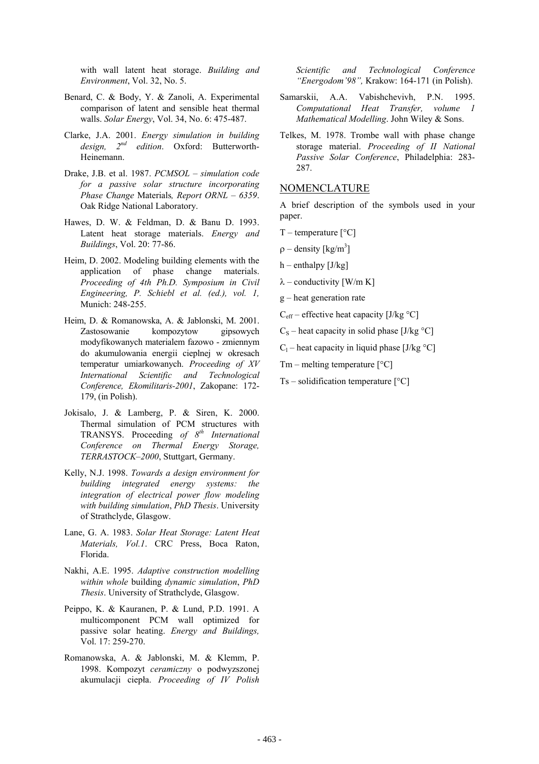with wall latent heat storage. *Building and Environment*, Vol. 32, No. 5.

Benard, C. & Body, Y. & Zanoli, A. Experimental comparison of latent and sensible heat thermal walls. *Solar Energy*, Vol. 34, No. 6: 475-487.

Clarke, J.A. 2001. *Energy simulation in building design, 2nd edition*. Oxford: Butterworth-Heinemann.

Drake, J.B. et al. 1987. *PCMSOL – simulation code for a passive solar structure incorporating Phase Change* Materials*, Report ORNL – 6359*. Oak Ridge National Laboratory.

Hawes, D. W. & Feldman, D. & Banu D. 1993. Latent heat storage materials. *Energy and Buildings*, Vol. 20: 77-86.

Heim, D. 2002. Modeling building elements with the application of phase change materials. *Proceeding of 4th Ph.D. Symposium in Civil Engineering, P. Schiebl et al. (ed.), vol. 1,* Munich: 248-255.

Heim, D. & Romanowska, A. & Jablonski, M. 2001. Zastosowanie kompozytow gipsowych modyfikowanych materialem fazowo - zmiennym do akumulowania energii cieplnej w okresach temperatur umiarkowanych. *Proceeding of XV International Scientific and Technological Conference, Ekomilitaris-2001*, Zakopane: 172-179, (in Polish).

Jokisalo, J. & Lamberg, P. & Siren, K. 2000. Thermal simulation of PCM structures with TRANSYS. Proceeding *of 8th International Conference on Thermal Energy Storage, TERRASTOCK–2000*, Stuttgart, Germany.

Kelly, N.J. 1998. *Towards a design environment for building integrated energy systems: the integration of electrical power flow modeling with building simulation*, *PhD Thesis*. University of Strathclyde, Glasgow.

Lane, G. A. 1983. *Solar Heat Storage: Latent Heat Materials, Vol.1*. CRC Press, Boca Raton, Florida.

Nakhi, A.E. 1995. *Adaptive construction modelling within whole* building *dynamic simulation*, *PhD Thesis*. University of Strathclyde, Glasgow.

Peippo, K. & Kauranen, P. & Lund, P.D. 1991. A multicomponent PCM wall optimized for passive solar heating. *Energy and Buildings,* Vol. 17: 259-270.

Romanowska, A. & Jablonski, M. & Klemm, P. 1998. Kompozyt *ceramiczny* o podwyzszonej akumulacji ciepła. *Proceeding of IV Polish Scientific and Technological Conference "Energodom'98",* Krakow: 164-171 (in Polish).

Samarskii, A.A. Vabishchevivh, P.N. 1995. *Computational Heat Transfer, volume 1 Mathematical Modelling*. John Wiley & Sons.

Telkes, M. 1978. Trombe wall with phase change storage material. *Proceeding of II National Passive Solar Conference*, Philadelphia: 283-287.

## NOMENCLATURE

A brief description of the symbols used in your paper.

$T$ – temperature [°C]

$\rho$ – density [kg/m$^3$]

$h$ – enthalpy [J/kg]

$\lambda$ – conductivity [W/m K]

$g$ – heat generation rate

$C_{eff}$ – effective heat capacity [J/kg °C]

$C_S$ – heat capacity in solid phase [J/kg °C]

$C_l$ – heat capacity in liquid phase [J/kg °C]

$Tm$ – melting temperature [°C]

$Ts$ – solidification temperature [°C]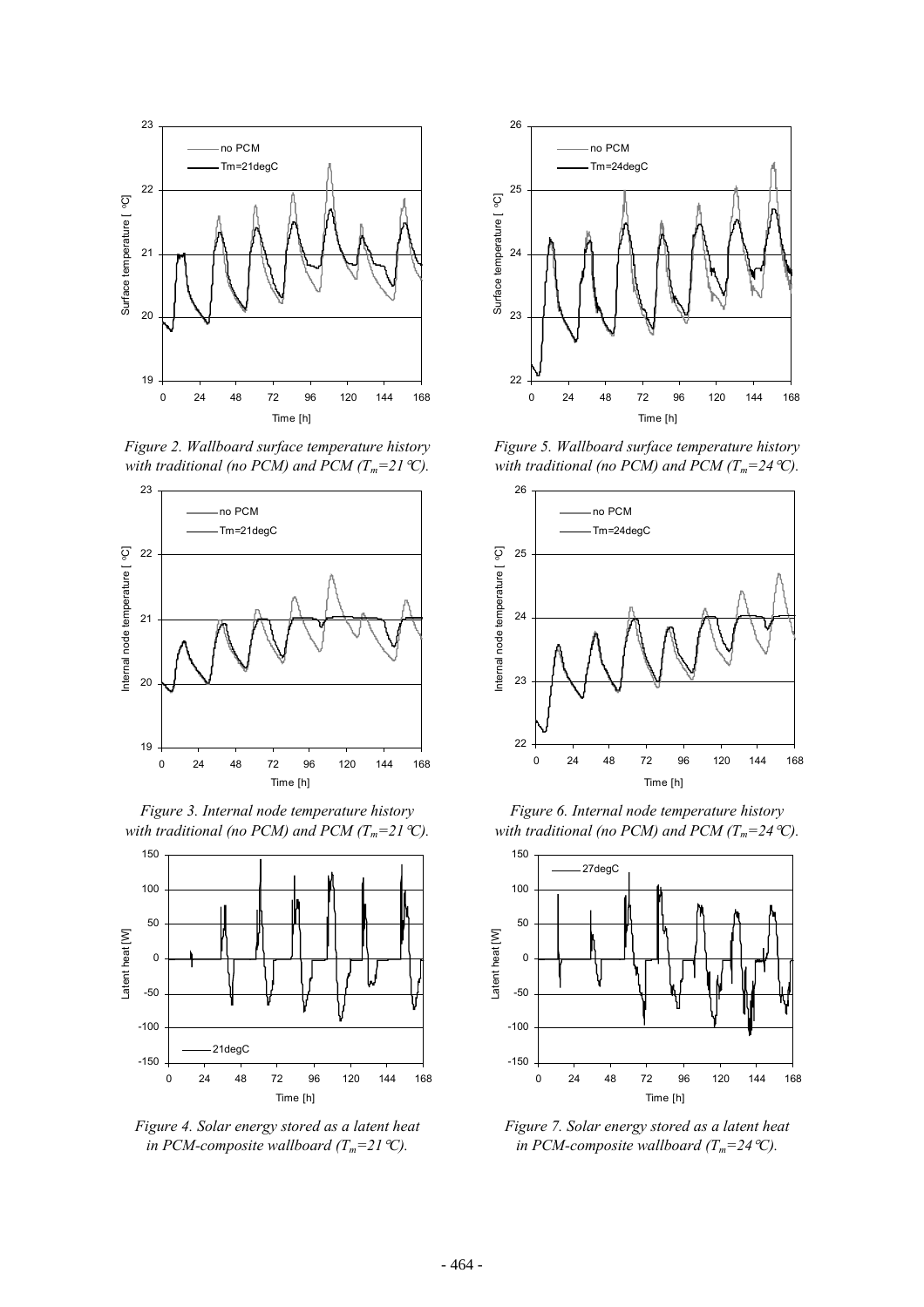*Figure 2. Wallboard surface temperature history with traditional (no PCM) and PCM ($T_m$=21°C).*

*Figure 3. Internal node temperature history with traditional (no PCM) and PCM ($T_m$=21°C).*

*Figure 4. Solar energy stored as a latent heat in PCM-composite wallboard ($T_m$=21°C).*

*Figure 5. Wallboard surface temperature history with traditional (no PCM) and PCM ($T_m$=24°C).*

*Figure 6. Internal node temperature history with traditional (no PCM) and PCM ($T_m$=24°C).*

*Figure 7. Solar energy stored as a latent heat in PCM-composite wallboard ($T_m$=24°C).*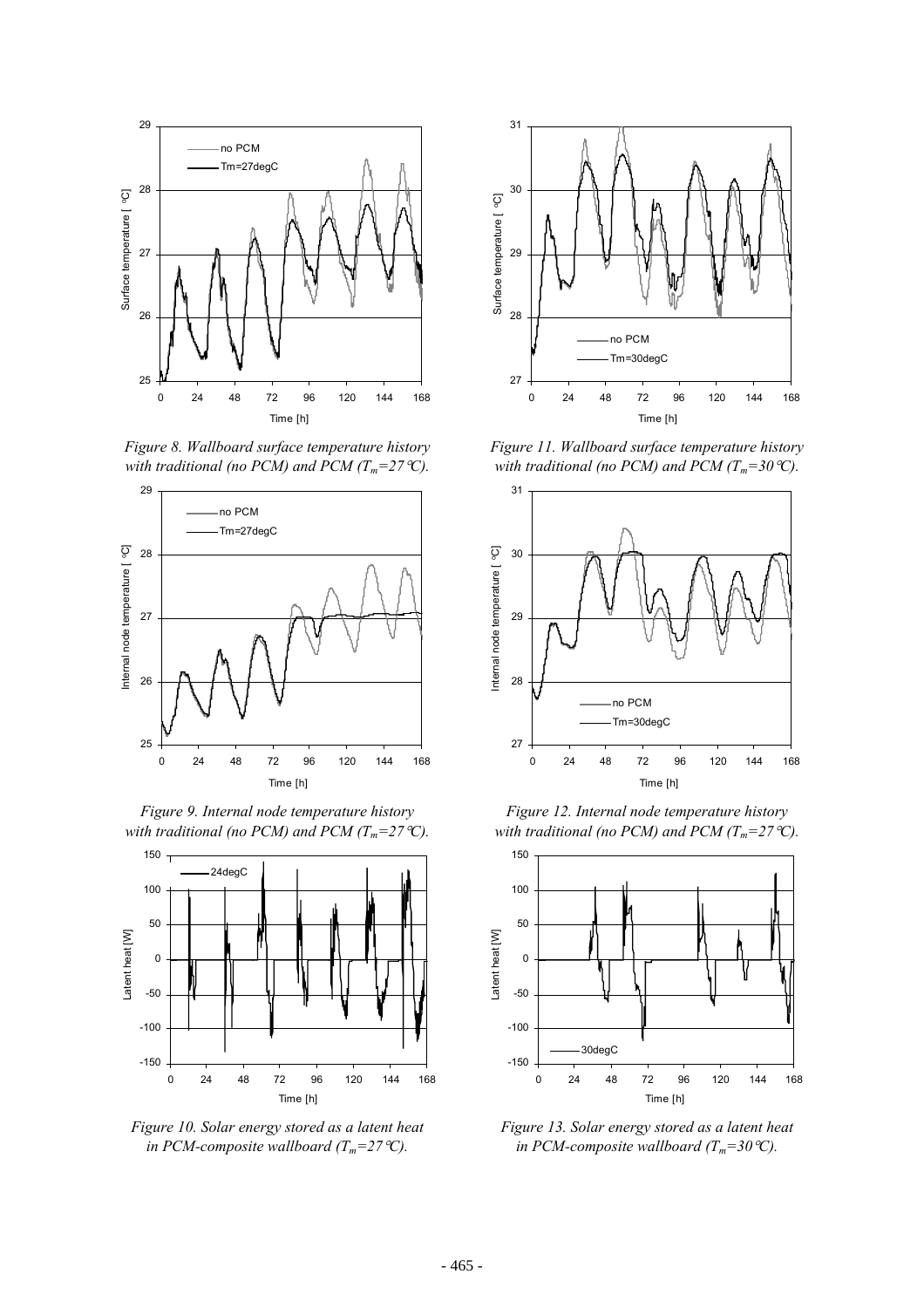*Figure 8. Wallboard surface temperature history with traditional (no PCM) and PCM ($T_m$=27°C).*

*Figure 9. Internal node temperature history with traditional (no PCM) and PCM ($T_m$=27°C).*

*Figure 10. Solar energy stored as a latent heat in PCM-composite wallboard ($T_m$=27°C).*

*Figure 11. Wallboard surface temperature history with traditional (no PCM) and PCM ($T_m$=30°C).*

*Figure 12. Internal node temperature history with traditional (no PCM) and PCM ($T_m$=27°C).*

*Figure 13. Solar energy stored as a latent heat in PCM-composite wallboard ($T_m$=30°C).*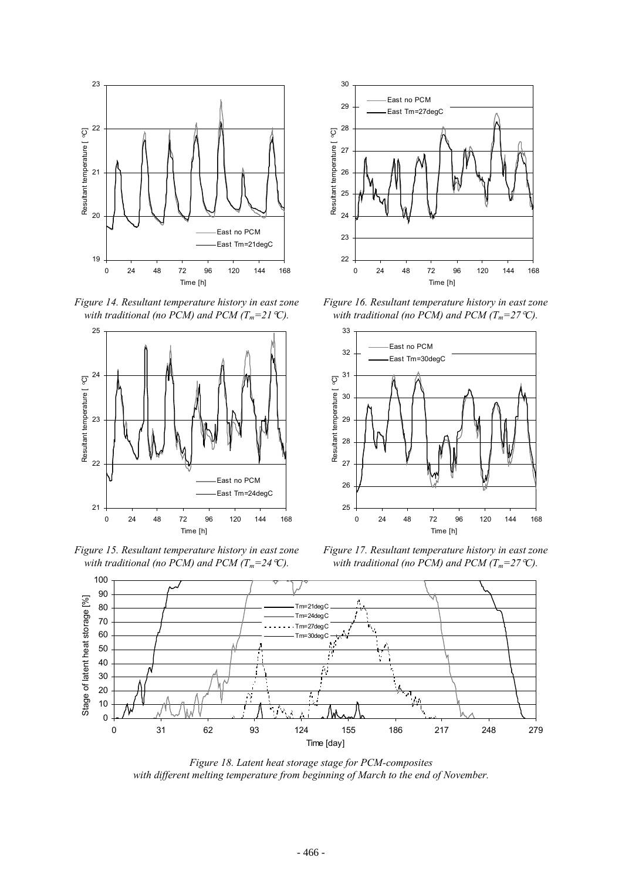23
22
21
20
19
Resultant temperature [ °C]
0 24 48 72 96 120 144 168
Time [h]
East no PCM
East Tm=21degC

*Figure 14. Resultant temperature history in east zone with traditional (no PCM) and PCM ($T_m$=21°C).*

30
29
28
27
26
25
24
23
22
Resultant temperature [ °C]
0 24 48 72 96 120 144 168
Time [h]
East no PCM
East Tm=27degC

*Figure 16. Resultant temperature history in east zone with traditional (no PCM) and PCM ($T_m$=27°C).*

25
24
23
22
21
Resultant temperature [ °C]
0 24 48 72 96 120 144 168
Time [h]
East no PCM
East Tm=24degC

*Figure 15. Resultant temperature history in east zone with traditional (no PCM) and PCM ($T_m$=24°C).*

33
32
31
30
29
28
27
26
25
Resultant temperature [ °C]
0 24 48 72 96 120 144 168
Time [h]
East no PCM
East Tm=30degC

*Figure 17. Resultant temperature history in east zone with traditional (no PCM) and PCM ($T_m$=27°C).*

100
90
80
70
60
50
40
30
20
10
0
Stage of latent heat storage [%]
0 31 62 93 124 155 186 217 248 279
Time [day]
Tm=21degC
Tm=24degC
Tm=27degC
Tm=30degC

*Figure 18. Latent heat storage stage for PCM-composites with different melting temperature from beginning of March to the end of November.*